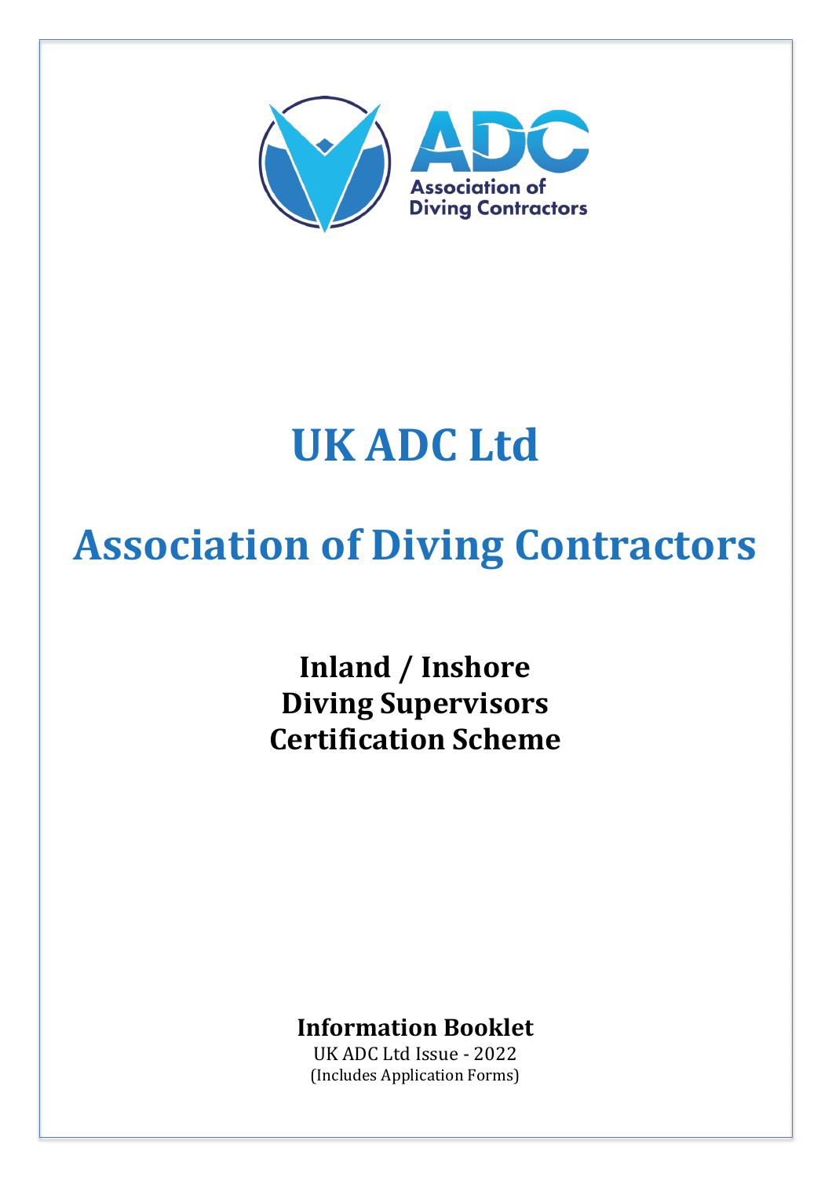# UK ADC Ltd

# Association of Diving Contractors

## Inland / Inshore
## Diving Supervisors
## Certification Scheme

**Information Booklet**

UK ADC Ltd Issue - 2022

(Includes Application Forms)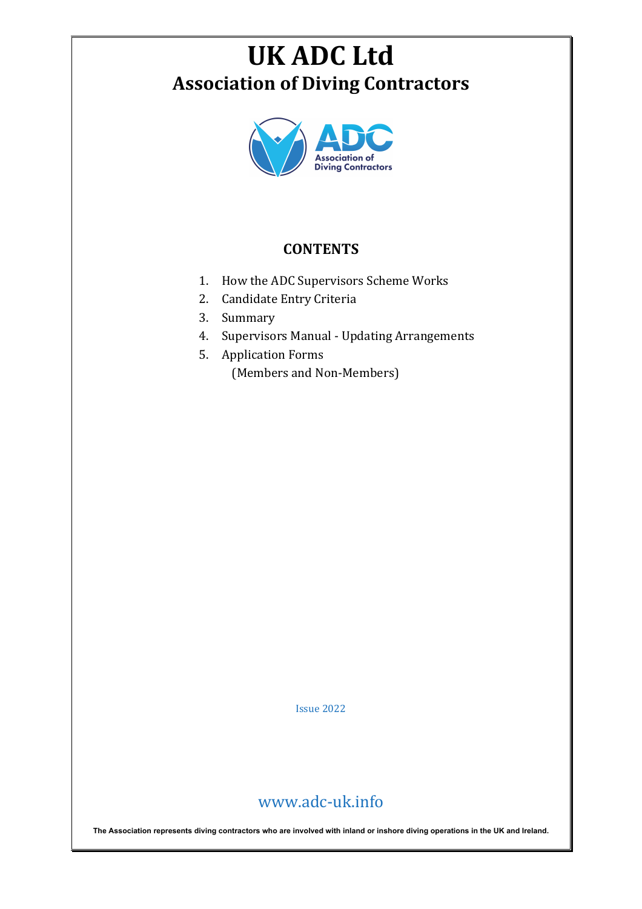# UK ADC Ltd

## Association of Diving Contractors

### CONTENTS

1. How the ADC Supervisors Scheme Works
2. Candidate Entry Criteria
3. Summary
4. Supervisors Manual - Updating Arrangements
5. Application Forms
   (Members and Non-Members)

Issue 2022

www.adc-uk.info

**The Association represents diving contractors who are involved with inland or inshore diving operations in the UK and Ireland.**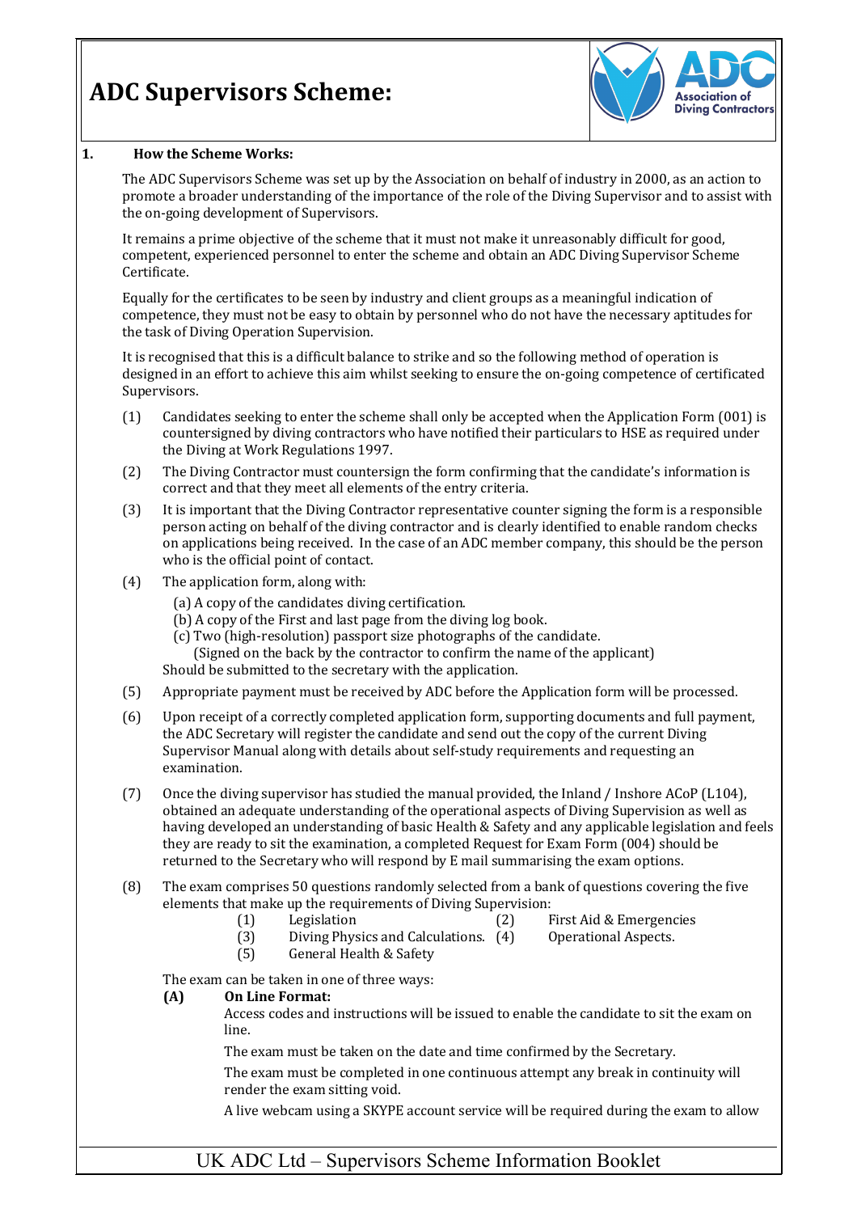# ADC Supervisors Scheme:

## 1. How the Scheme Works:

The ADC Supervisors Scheme was set up by the Association on behalf of industry in 2000, as an action to promote a broader understanding of the importance of the role of the Diving Supervisor and to assist with the on-going development of Supervisors.

It remains a prime objective of the scheme that it must not make it unreasonably difficult for good, competent, experienced personnel to enter the scheme and obtain an ADC Diving Supervisor Scheme Certificate.

Equally for the certificates to be seen by industry and client groups as a meaningful indication of competence, they must not be easy to obtain by personnel who do not have the necessary aptitudes for the task of Diving Operation Supervision.

It is recognised that this is a difficult balance to strike and so the following method of operation is designed in an effort to achieve this aim whilst seeking to ensure the on-going competence of certificated Supervisors.

(1) Candidates seeking to enter the scheme shall only be accepted when the Application Form (001) is countersigned by diving contractors who have notified their particulars to HSE as required under the Diving at Work Regulations 1997.

(2) The Diving Contractor must countersign the form confirming that the candidate's information is correct and that they meet all elements of the entry criteria.

(3) It is important that the Diving Contractor representative counter signing the form is a responsible person acting on behalf of the diving contractor and is clearly identified to enable random checks on applications being received. In the case of an ADC member company, this should be the person who is the official point of contact.

(4) The application form, along with:

(a) A copy of the candidates diving certification.
(b) A copy of the First and last page from the diving log book.
(c) Two (high-resolution) passport size photographs of the candidate.
(Signed on the back by the contractor to confirm the name of the applicant)

Should be submitted to the secretary with the application.

(5) Appropriate payment must be received by ADC before the Application form will be processed.

(6) Upon receipt of a correctly completed application form, supporting documents and full payment, the ADC Secretary will register the candidate and send out the copy of the current Diving Supervisor Manual along with details about self-study requirements and requesting an examination.

(7) Once the diving supervisor has studied the manual provided, the Inland / Inshore ACoP (L104), obtained an adequate understanding of the operational aspects of Diving Supervision as well as having developed an understanding of basic Health & Safety and any applicable legislation and feels they are ready to sit the examination, a completed Request for Exam Form (004) should be returned to the Secretary who will respond by E mail summarising the exam options.

(8) The exam comprises 50 questions randomly selected from a bank of questions covering the five elements that make up the requirements of Diving Supervision:

(1) Legislation
(2) First Aid & Emergencies
(3) Diving Physics and Calculations.
(4) Operational Aspects.
(5) General Health & Safety

The exam can be taken in one of three ways:

**(A) On Line Format:**

Access codes and instructions will be issued to enable the candidate to sit the exam on line.

The exam must be taken on the date and time confirmed by the Secretary.

The exam must be completed in one continuous attempt any break in continuity will render the exam sitting void.

A live webcam using a SKYPE account service will be required during the exam to allow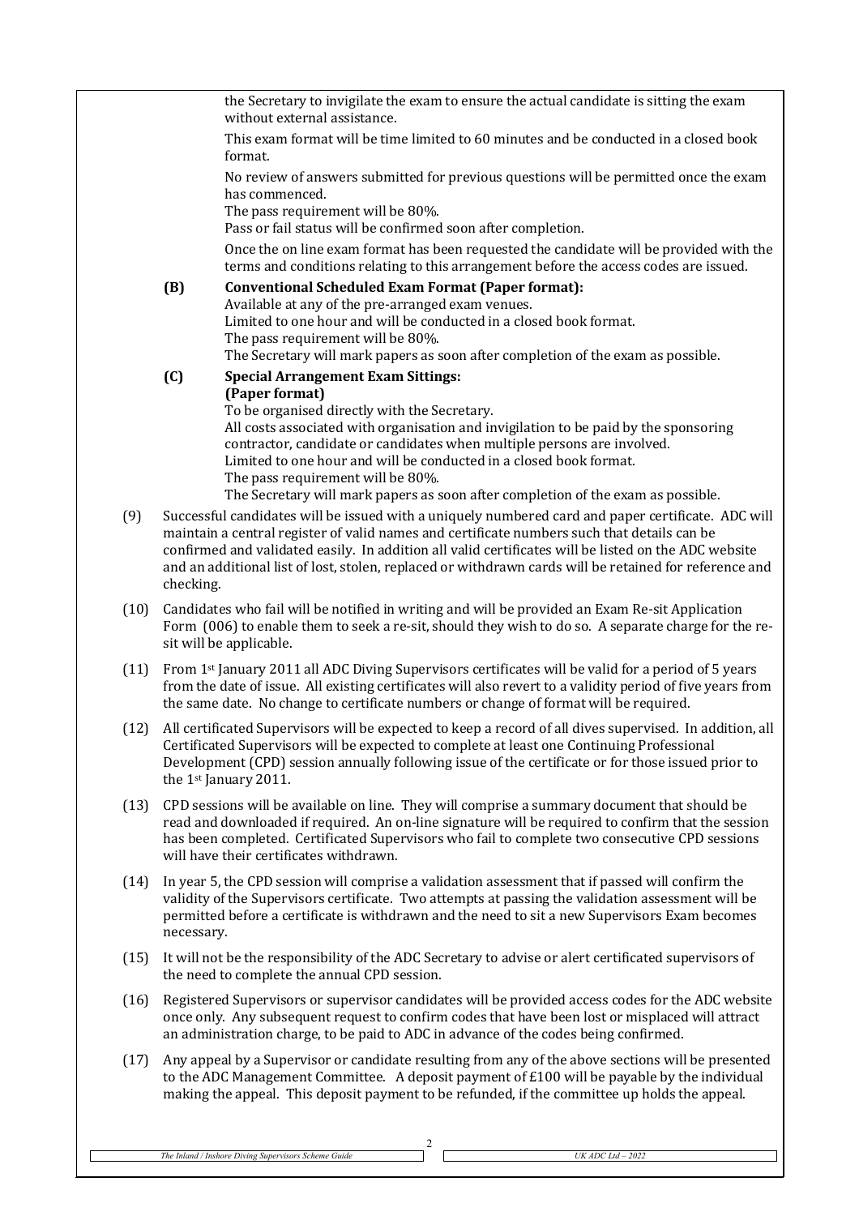the Secretary to invigilate the exam to ensure the actual candidate is sitting the exam without external assistance.

This exam format will be time limited to 60 minutes and be conducted in a closed book format.

No review of answers submitted for previous questions will be permitted once the exam has commenced.
The pass requirement will be 80%.
Pass or fail status will be confirmed soon after completion.

Once the on line exam format has been requested the candidate will be provided with the terms and conditions relating to this arrangement before the access codes are issued.

**(B) Conventional Scheduled Exam Format (Paper format):**
Available at any of the pre-arranged exam venues.
Limited to one hour and will be conducted in a closed book format.
The pass requirement will be 80%.
The Secretary will mark papers as soon after completion of the exam as possible.

**(C) Special Arrangement Exam Sittings:**
**(Paper format)**
To be organised directly with the Secretary.
All costs associated with organisation and invigilation to be paid by the sponsoring contractor, candidate or candidates when multiple persons are involved.
Limited to one hour and will be conducted in a closed book format.
The pass requirement will be 80%.
The Secretary will mark papers as soon after completion of the exam as possible.

(9) Successful candidates will be issued with a uniquely numbered card and paper certificate. ADC will maintain a central register of valid names and certificate numbers such that details can be confirmed and validated easily. In addition all valid certificates will be listed on the ADC website and an additional list of lost, stolen, replaced or withdrawn cards will be retained for reference and checking.

(10) Candidates who fail will be notified in writing and will be provided an Exam Re-sit Application Form (006) to enable them to seek a re-sit, should they wish to do so. A separate charge for the re-sit will be applicable.

(11) From 1st January 2011 all ADC Diving Supervisors certificates will be valid for a period of 5 years from the date of issue. All existing certificates will also revert to a validity period of five years from the same date. No change to certificate numbers or change of format will be required.

(12) All certificated Supervisors will be expected to keep a record of all dives supervised. In addition, all Certificated Supervisors will be expected to complete at least one Continuing Professional Development (CPD) session annually following issue of the certificate or for those issued prior to the 1st January 2011.

(13) CPD sessions will be available on line. They will comprise a summary document that should be read and downloaded if required. An on-line signature will be required to confirm that the session has been completed. Certificated Supervisors who fail to complete two consecutive CPD sessions will have their certificates withdrawn.

(14) In year 5, the CPD session will comprise a validation assessment that if passed will confirm the validity of the Supervisors certificate. Two attempts at passing the validation assessment will be permitted before a certificate is withdrawn and the need to sit a new Supervisors Exam becomes necessary.

(15) It will not be the responsibility of the ADC Secretary to advise or alert certificated supervisors of the need to complete the annual CPD session.

(16) Registered Supervisors or supervisor candidates will be provided access codes for the ADC website once only. Any subsequent request to confirm codes that have been lost or misplaced will attract an administration charge, to be paid to ADC in advance of the codes being confirmed.

(17) Any appeal by a Supervisor or candidate resulting from any of the above sections will be presented to the ADC Management Committee. A deposit payment of £100 will be payable by the individual making the appeal. This deposit payment to be refunded, if the committee up holds the appeal.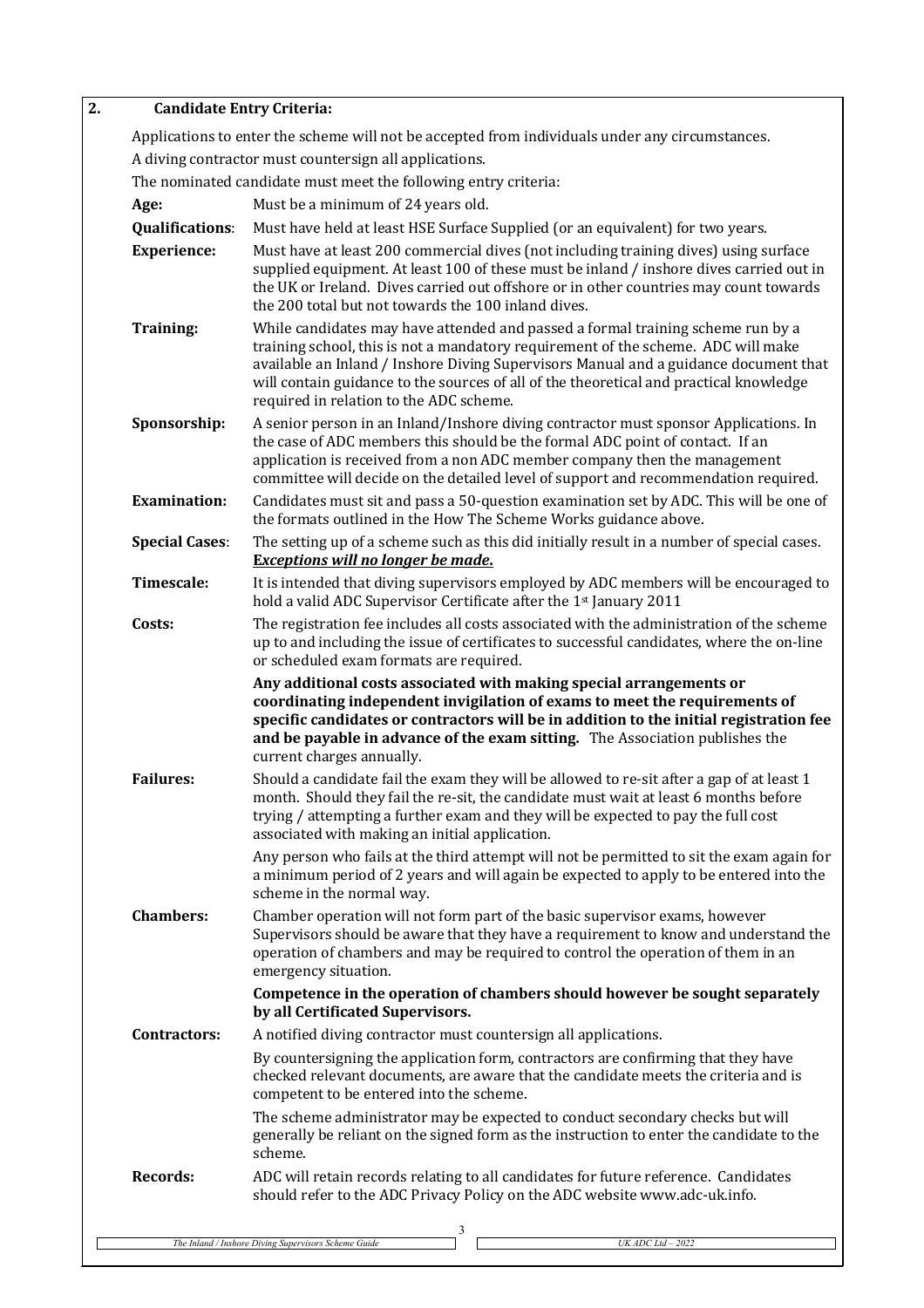## 2. Candidate Entry Criteria:

Applications to enter the scheme will not be accepted from individuals under any circumstances.

A diving contractor must countersign all applications.

The nominated candidate must meet the following entry criteria:

**Age:** Must be a minimum of 24 years old.

**Qualifications:** Must have held at least HSE Surface Supplied (or an equivalent) for two years.

**Experience:** Must have at least 200 commercial dives (not including training dives) using surface supplied equipment. At least 100 of these must be inland / inshore dives carried out in the UK or Ireland. Dives carried out offshore or in other countries may count towards the 200 total but not towards the 100 inland dives.

**Training:** While candidates may have attended and passed a formal training scheme run by a training school, this is not a mandatory requirement of the scheme. ADC will make available an Inland / Inshore Diving Supervisors Manual and a guidance document that will contain guidance to the sources of all of the theoretical and practical knowledge required in relation to the ADC scheme.

**Sponsorship:** A senior person in an Inland/Inshore diving contractor must sponsor Applications. In the case of ADC members this should be the formal ADC point of contact. If an application is received from a non ADC member company then the management committee will decide on the detailed level of support and recommendation required.

**Examination:** Candidates must sit and pass a 50-question examination set by ADC. This will be one of the formats outlined in the How The Scheme Works guidance above.

**Special Cases:** The setting up of a scheme such as this did initially result in a number of special cases. ***Exceptions will no longer be made.***

**Timescale:** It is intended that diving supervisors employed by ADC members will be encouraged to hold a valid ADC Supervisor Certificate after the 1st January 2011

**Costs:** The registration fee includes all costs associated with the administration of the scheme up to and including the issue of certificates to successful candidates, where the on-line or scheduled exam formats are required.

**Any additional costs associated with making special arrangements or coordinating independent invigilation of exams to meet the requirements of specific candidates or contractors will be in addition to the initial registration fee and be payable in advance of the exam sitting.** The Association publishes the current charges annually.

**Failures:** Should a candidate fail the exam they will be allowed to re-sit after a gap of at least 1 month. Should they fail the re-sit, the candidate must wait at least 6 months before trying / attempting a further exam and they will be expected to pay the full cost associated with making an initial application.

Any person who fails at the third attempt will not be permitted to sit the exam again for a minimum period of 2 years and will again be expected to apply to be entered into the scheme in the normal way.

**Chambers:** Chamber operation will not form part of the basic supervisor exams, however Supervisors should be aware that they have a requirement to know and understand the operation of chambers and may be required to control the operation of them in an emergency situation.

**Competence in the operation of chambers should however be sought separately by all Certificated Supervisors.**

**Contractors:** A notified diving contractor must countersign all applications.

By countersigning the application form, contractors are confirming that they have checked relevant documents, are aware that the candidate meets the criteria and is competent to be entered into the scheme.

The scheme administrator may be expected to conduct secondary checks but will generally be reliant on the signed form as the instruction to enter the candidate to the scheme.

**Records:** ADC will retain records relating to all candidates for future reference. Candidates should refer to the ADC Privacy Policy on the ADC website www.adc-uk.info.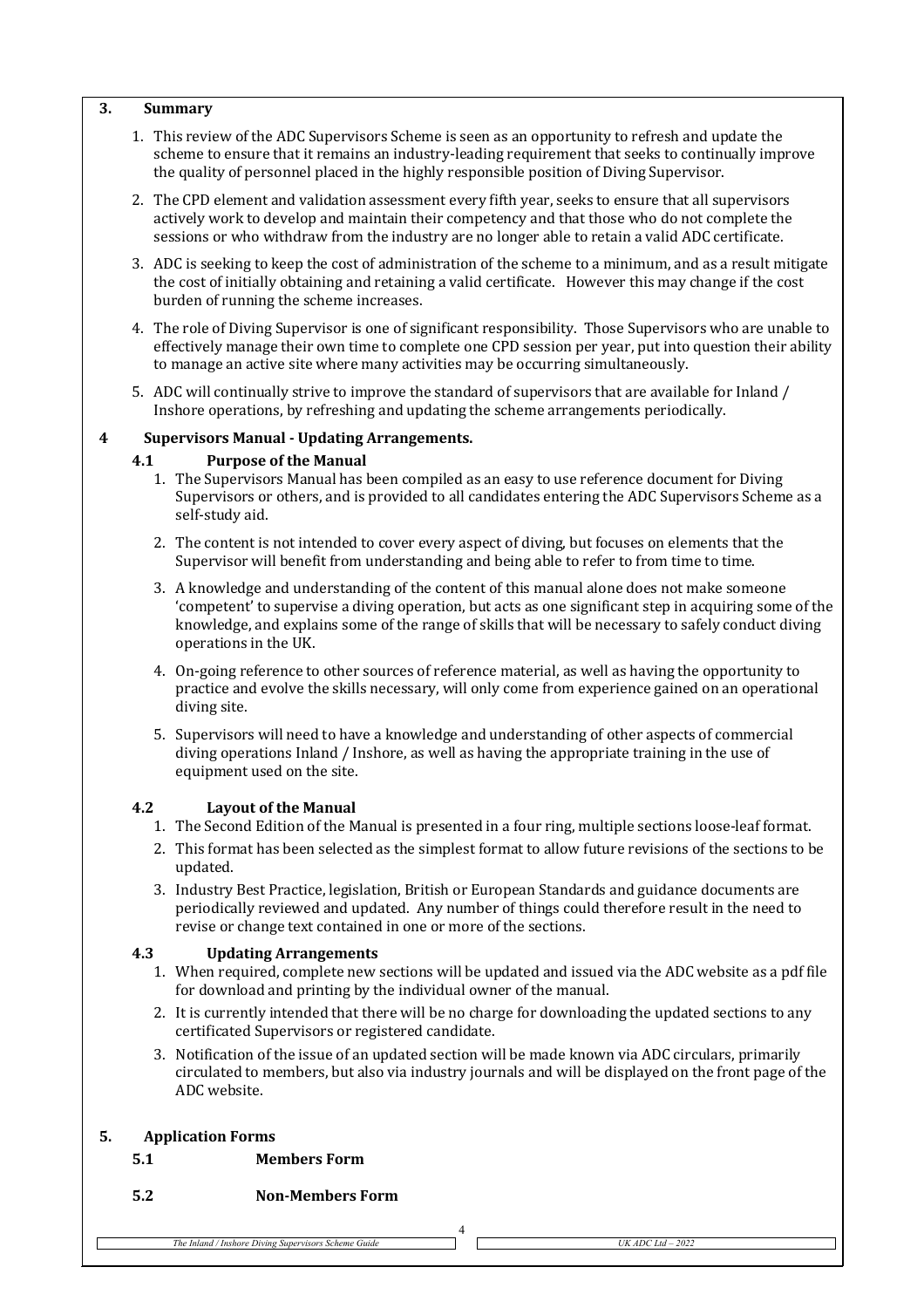## 3. Summary

1. This review of the ADC Supervisors Scheme is seen as an opportunity to refresh and update the scheme to ensure that it remains an industry-leading requirement that seeks to continually improve the quality of personnel placed in the highly responsible position of Diving Supervisor.
2. The CPD element and validation assessment every fifth year, seeks to ensure that all supervisors actively work to develop and maintain their competency and that those who do not complete the sessions or who withdraw from the industry are no longer able to retain a valid ADC certificate.
3. ADC is seeking to keep the cost of administration of the scheme to a minimum, and as a result mitigate the cost of initially obtaining and retaining a valid certificate. However this may change if the cost burden of running the scheme increases.
4. The role of Diving Supervisor is one of significant responsibility. Those Supervisors who are unable to effectively manage their own time to complete one CPD session per year, put into question their ability to manage an active site where many activities may be occurring simultaneously.
5. ADC will continually strive to improve the standard of supervisors that are available for Inland / Inshore operations, by refreshing and updating the scheme arrangements periodically.

## 4 Supervisors Manual - Updating Arrangements.

### 4.1 Purpose of the Manual

1. The Supervisors Manual has been compiled as an easy to use reference document for Diving Supervisors or others, and is provided to all candidates entering the ADC Supervisors Scheme as a self-study aid.
2. The content is not intended to cover every aspect of diving, but focuses on elements that the Supervisor will benefit from understanding and being able to refer to from time to time.
3. A knowledge and understanding of the content of this manual alone does not make someone 'competent' to supervise a diving operation, but acts as one significant step in acquiring some of the knowledge, and explains some of the range of skills that will be necessary to safely conduct diving operations in the UK.
4. On-going reference to other sources of reference material, as well as having the opportunity to practice and evolve the skills necessary, will only come from experience gained on an operational diving site.
5. Supervisors will need to have a knowledge and understanding of other aspects of commercial diving operations Inland / Inshore, as well as having the appropriate training in the use of equipment used on the site.

### 4.2 Layout of the Manual

1. The Second Edition of the Manual is presented in a four ring, multiple sections loose-leaf format.
2. This format has been selected as the simplest format to allow future revisions of the sections to be updated.
3. Industry Best Practice, legislation, British or European Standards and guidance documents are periodically reviewed and updated. Any number of things could therefore result in the need to revise or change text contained in one or more of the sections.

### 4.3 Updating Arrangements

1. When required, complete new sections will be updated and issued via the ADC website as a pdf file for download and printing by the individual owner of the manual.
2. It is currently intended that there will be no charge for downloading the updated sections to any certificated Supervisors or registered candidate.
3. Notification of the issue of an updated section will be made known via ADC circulars, primarily circulated to members, but also via industry journals and will be displayed on the front page of the ADC website.

## 5. Application Forms

### 5.1 Members Form

### 5.2 Non-Members Form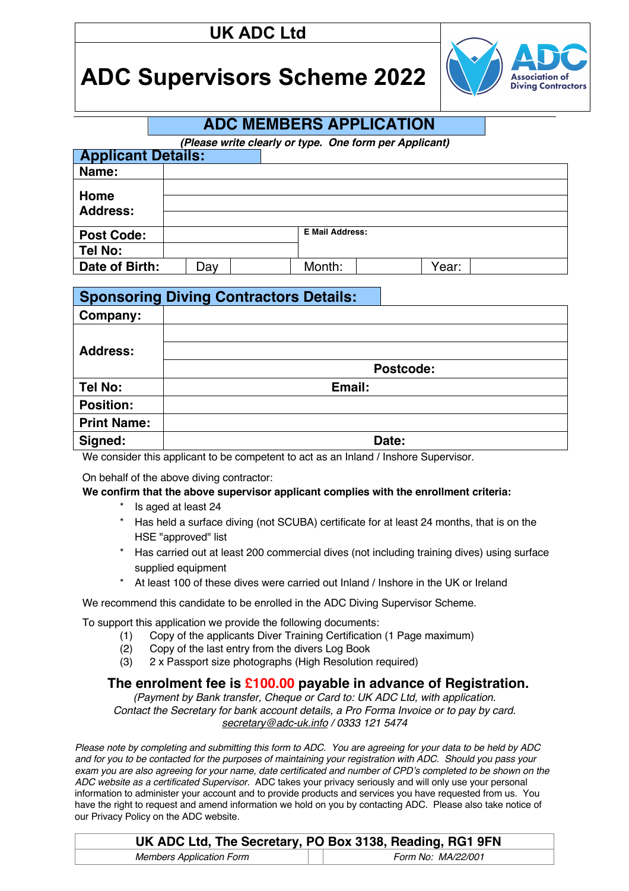**UK ADC Ltd**

# ADC Supervisors Scheme 2022

## ADC MEMBERS APPLICATION

*(Please write clearly or type. One form per Applicant)*

### Applicant Details:

| | | | | | |
|---|---|---|---|---|---|
| **Name:** | | | | | |
| **Home Address:** | | | | | |
| | | | | | |
| | | | | | |
| **Post Code:** | | **E Mail Address:** | | | |
| **Tel No:** | | | | | |
| **Date of Birth:** | Day | | Month: | | Year: |

### Sponsoring Diving Contractors Details:

| | | |
|---|---|---|
| **Company:** | | |
| **Address:** | | |
| | | |
| | | **Postcode:** |
| **Tel No:** | **Email:** | |
| **Position:** | | |
| **Print Name:** | | |
| **Signed:** | | **Date:** |

We consider this applicant to be competent to act as an Inland / Inshore Supervisor.

On behalf of the above diving contractor:

**We confirm that the above supervisor applicant complies with the enrollment criteria:**

* Is aged at least 24
* Has held a surface diving (not SCUBA) certificate for at least 24 months, that is on the HSE "approved" list
* Has carried out at least 200 commercial dives (not including training dives) using surface supplied equipment
* At least 100 of these dives were carried out Inland / Inshore in the UK or Ireland

We recommend this candidate to be enrolled in the ADC Diving Supervisor Scheme.

To support this application we provide the following documents:

(1) Copy of the applicants Diver Training Certification (1 Page maximum)
(2) Copy of the last entry from the divers Log Book
(3) 2 x Passport size photographs (High Resolution required)

**The enrolment fee is £100.00 payable in advance of Registration.**

*(Payment by Bank transfer, Cheque or Card to: UK ADC Ltd, with application.*
*Contact the Secretary for bank account details, a Pro Forma Invoice or to pay by card.*
*secretary@adc-uk.info / 0333 121 5474*

*Please note by completing and submitting this form to ADC. You are agreeing for your data to be held by ADC and for you to be contacted for the purposes of maintaining your registration with ADC. Should you pass your exam you are also agreeing for your name, date certificated and number of CPD's completed to be shown on the ADC website as a certificated Supervisor.* ADC takes your privacy seriously and will only use your personal information to administer your account and to provide products and services you have requested from us. You have the right to request and amend information we hold on you by contacting ADC. Please also take notice of our Privacy Policy on the ADC website.

**UK ADC Ltd, The Secretary, PO Box 3138, Reading, RG1 9FN**

| *Members Application Form* | *Form No: MA/22/001* |
|---|---|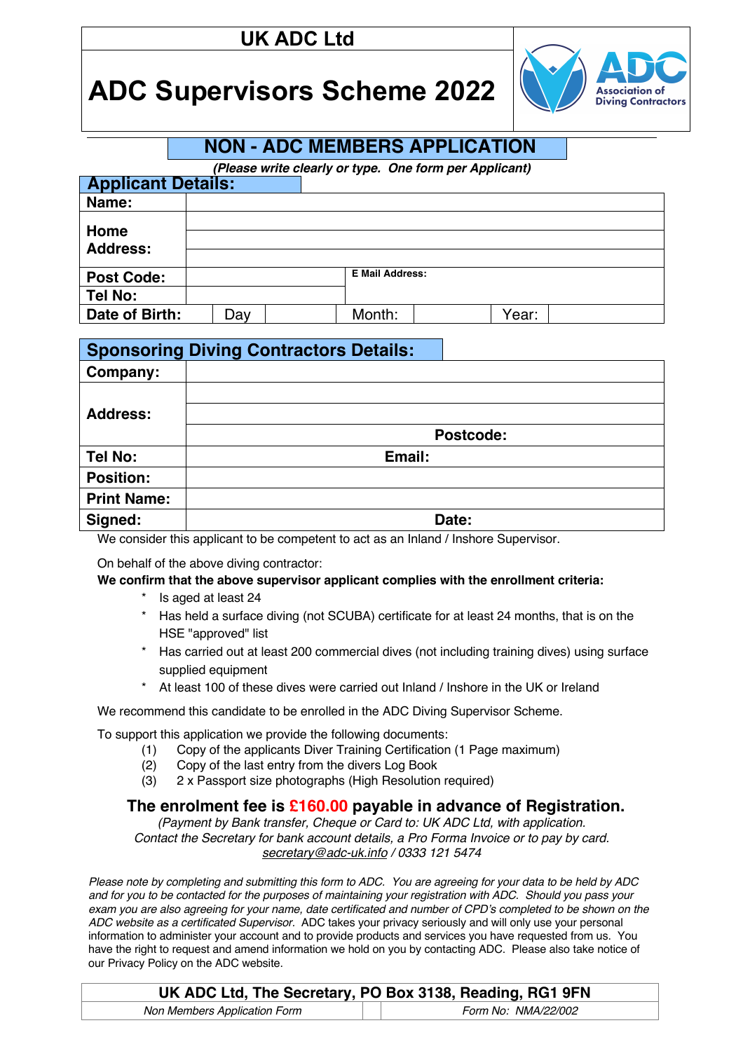UK ADC Ltd

# ADC Supervisors Scheme 2022

## NON - ADC MEMBERS APPLICATION

***(Please write clearly or type. One form per Applicant)***

### Applicant Details:

| | | | | | | |
|---|---|---|---|---|---|---|
| **Name:** | | | | | | |
| **Home Address:** | | | | | | |
| | | | | | | |
| | | | | | | |
| **Post Code:** | | | **E Mail Address:** | | | |
| **Tel No:** | | | | | | |
| **Date of Birth:** | Day | | Month: | | Year: | |

### Sponsoring Diving Contractors Details:

| | | |
|---|---|---|
| **Company:** | | |
| **Address:** | | |
| | | |
| | | **Postcode:** |
| **Tel No:** | **Email:** | |
| **Position:** | | |
| **Print Name:** | | |
| **Signed:** | **Date:** | |

We consider this applicant to be competent to act as an Inland / Inshore Supervisor.

On behalf of the above diving contractor:

**We confirm that the above supervisor applicant complies with the enrollment criteria:**

- Is aged at least 24
- Has held a surface diving (not SCUBA) certificate for at least 24 months, that is on the HSE "approved" list
- Has carried out at least 200 commercial dives (not including training dives) using surface supplied equipment
- At least 100 of these dives were carried out Inland / Inshore in the UK or Ireland

We recommend this candidate to be enrolled in the ADC Diving Supervisor Scheme.

To support this application we provide the following documents:

(1) Copy of the applicants Diver Training Certification (1 Page maximum)
(2) Copy of the last entry from the divers Log Book
(3) 2 x Passport size photographs (High Resolution required)

**The enrolment fee is £160.00 payable in advance of Registration.**

*(Payment by Bank transfer, Cheque or Card to: UK ADC Ltd, with application.*
*Contact the Secretary for bank account details, a Pro Forma Invoice or to pay by card.*
*secretary@adc-uk.info / 0333 121 5474*

*Please note by completing and submitting this form to ADC. You are agreeing for your data to be held by ADC and for you to be contacted for the purposes of maintaining your registration with ADC. Should you pass your exam you are also agreeing for your name, date certificated and number of CPD's completed to be shown on the ADC website as a certificated Supervisor.* ADC takes your privacy seriously and will only use your personal information to administer your account and to provide products and services you have requested from us. You have the right to request and amend information we hold on you by contacting ADC. Please also take notice of our Privacy Policy on the ADC website.

**UK ADC Ltd, The Secretary, PO Box 3138, Reading, RG1 9FN**

*Non Members Application Form* | *Form No: NMA/22/002*